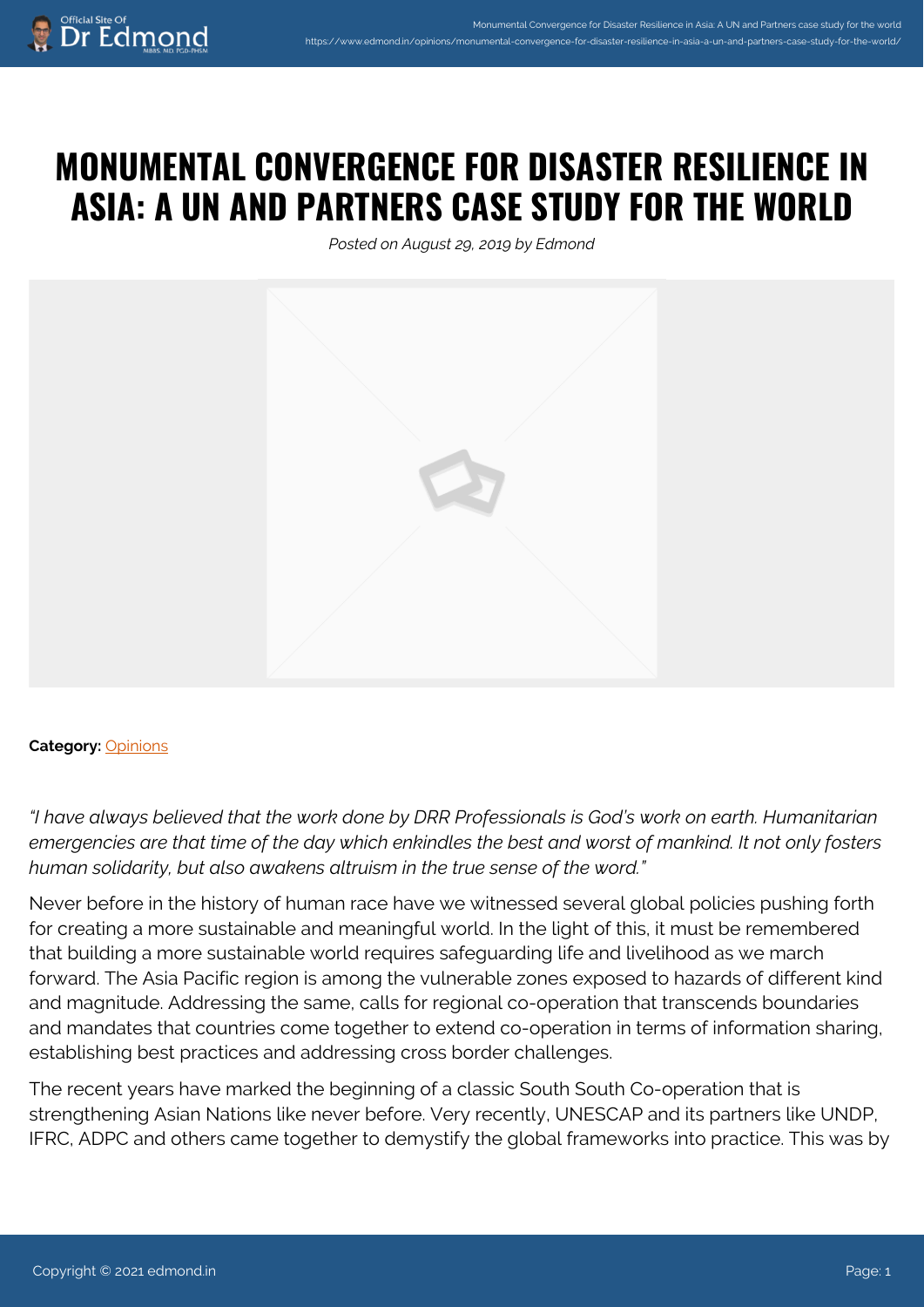# MONUMENTAL CONVERGENCE FOR DISASTER RESILIENCE IN ASIA: A UN AND PARTNERS CASE STUDY FOR THE WORLD

*Posted on August 29, 2019 by Edmond*

**Category:** Opinions

*"I have always believed that the work done by DRR Professionals is God's work on earth. Humanitarian emergencies are that time of the day which enkindles the best and worst of mankind. It not only fosters human solidarity, but also awakens altruism in the true sense of the word."*

Never before in the history of human race have we witnessed several global policies pushing forth for creating a more sustainable and meaningful world. In the light of this, it must be remembered that building a more sustainable world requires safeguarding life and livelihood as we march forward. The Asia Pacific region is among the vulnerable zones exposed to hazards of different kind and magnitude. Addressing the same, calls for regional co-operation that transcends boundaries and mandates that countries come together to extend co-operation in terms of information sharing, establishing best practices and addressing cross border challenges.

The recent years have marked the beginning of a classic South South Co-operation that is strengthening Asian Nations like never before. Very recently, UNESCAP and its partners like UNDP, IFRC, ADPC and others came together to demystify the global frameworks into practice. This was by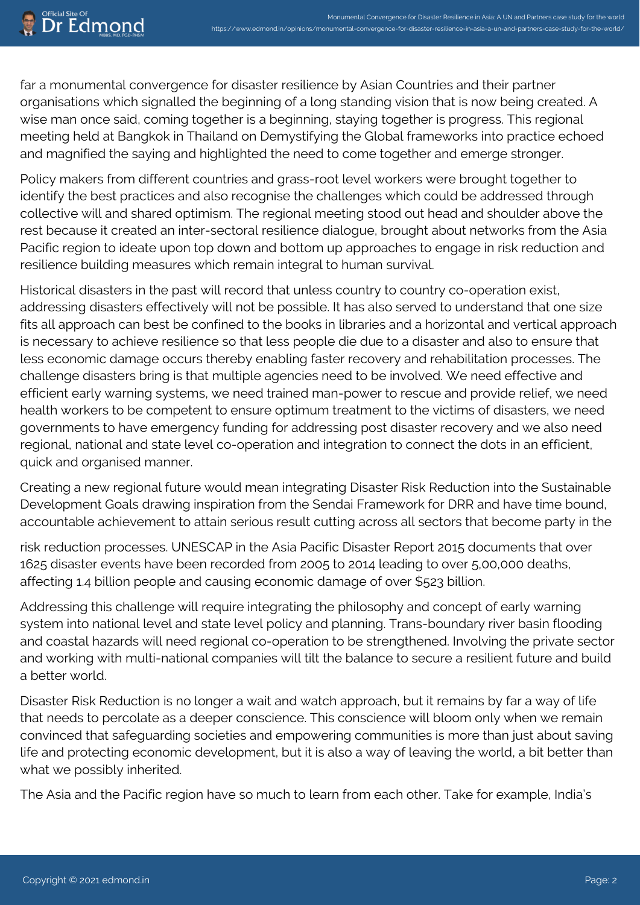far a monumental convergence for disaster resilience by Asian Countries and their partner organisations which signalled the beginning of a long standing vision that is now being created. A wise man once said, coming together is a beginning, staying together is progress. This regional meeting held at Bangkok in Thailand on Demystifying the Global frameworks into practice echoed and magnified the saying and highlighted the need to come together and emerge stronger.

Policy makers from different countries and grass-root level workers were brought together to identify the best practices and also recognise the challenges which could be addressed through collective will and shared optimism. The regional meeting stood out head and shoulder above the rest because it created an inter-sectoral resilience dialogue, brought about networks from the Asia Pacific region to ideate upon top down and bottom up approaches to engage in risk reduction and resilience building measures which remain integral to human survival.

Historical disasters in the past will record that unless country to country co-operation exist, addressing disasters effectively will not be possible. It has also served to understand that one size fits all approach can best be confined to the books in libraries and a horizontal and vertical approach is necessary to achieve resilience so that less people die due to a disaster and also to ensure that less economic damage occurs thereby enabling faster recovery and rehabilitation processes. The challenge disasters bring is that multiple agencies need to be involved. We need effective and efficient early warning systems, we need trained man-power to rescue and provide relief, we need health workers to be competent to ensure optimum treatment to the victims of disasters, we need governments to have emergency funding for addressing post disaster recovery and we also need regional, national and state level co-operation and integration to connect the dots in an efficient, quick and organised manner.

Creating a new regional future would mean integrating Disaster Risk Reduction into the Sustainable Development Goals drawing inspiration from the Sendai Framework for DRR and have time bound, accountable achievement to attain serious result cutting across all sectors that become party in the risk reduction processes. UNESCAP in the Asia Pacific Disaster Report 2015 documents that over 1625 disaster events have been recorded from 2005 to 2014 leading to over 5,00,000 deaths, affecting 1.4 billion people and causing economic damage of over $523 billion.

Addressing this challenge will require integrating the philosophy and concept of early warning system into national level and state level policy and planning. Trans-boundary river basin flooding and coastal hazards will need regional co-operation to be strengthened. Involving the private sector and working with multi-national companies will tilt the balance to secure a resilient future and build a better world.

Disaster Risk Reduction is no longer a wait and watch approach, but it remains by far a way of life that needs to percolate as a deeper conscience. This conscience will bloom only when we remain convinced that safeguarding societies and empowering communities is more than just about saving life and protecting economic development, but it is also a way of leaving the world, a bit better than what we possibly inherited.

The Asia and the Pacific region have so much to learn from each other. Take for example, India's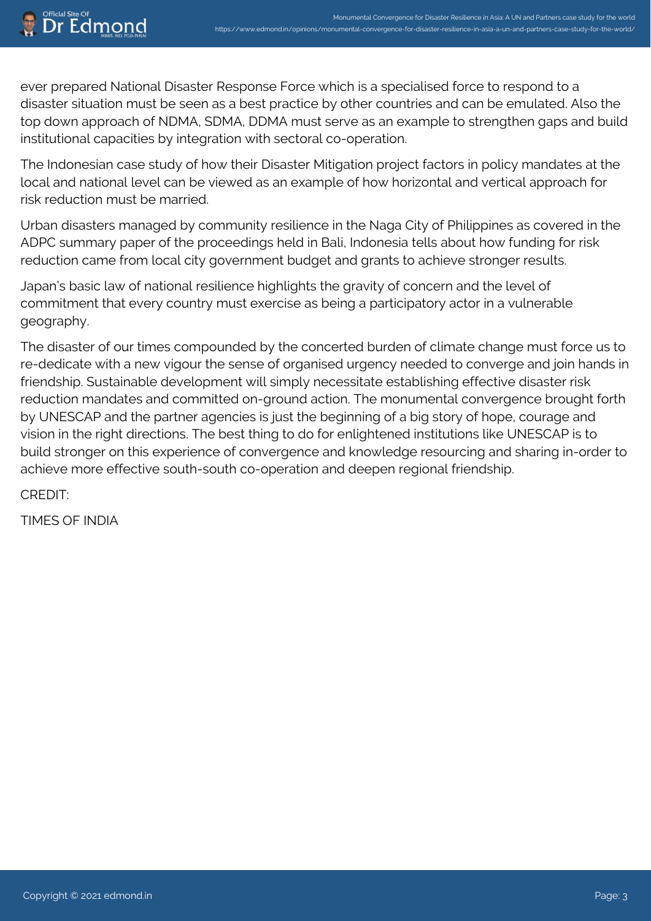ever prepared National Disaster Response Force which is a specialised force to respond to a disaster situation must be seen as a best practice by other countries and can be emulated. Also the top down approach of NDMA, SDMA, DDMA must serve as an example to strengthen gaps and build institutional capacities by integration with sectoral co-operation.

The Indonesian case study of how their Disaster Mitigation project factors in policy mandates at the local and national level can be viewed as an example of how horizontal and vertical approach for risk reduction must be married.

Urban disasters managed by community resilience in the Naga City of Philippines as covered in the ADPC summary paper of the proceedings held in Bali, Indonesia tells about how funding for risk reduction came from local city government budget and grants to achieve stronger results.

Japan's basic law of national resilience highlights the gravity of concern and the level of commitment that every country must exercise as being a participatory actor in a vulnerable geography.

The disaster of our times compounded by the concerted burden of climate change must force us to re-dedicate with a new vigour the sense of organised urgency needed to converge and join hands in friendship. Sustainable development will simply necessitate establishing effective disaster risk reduction mandates and committed on-ground action. The monumental convergence brought forth by UNESCAP and the partner agencies is just the beginning of a big story of hope, courage and vision in the right directions. The best thing to do for enlightened institutions like UNESCAP is to build stronger on this experience of convergence and knowledge resourcing and sharing in-order to achieve more effective south-south co-operation and deepen regional friendship.

CREDIT:

TIMES OF INDIA